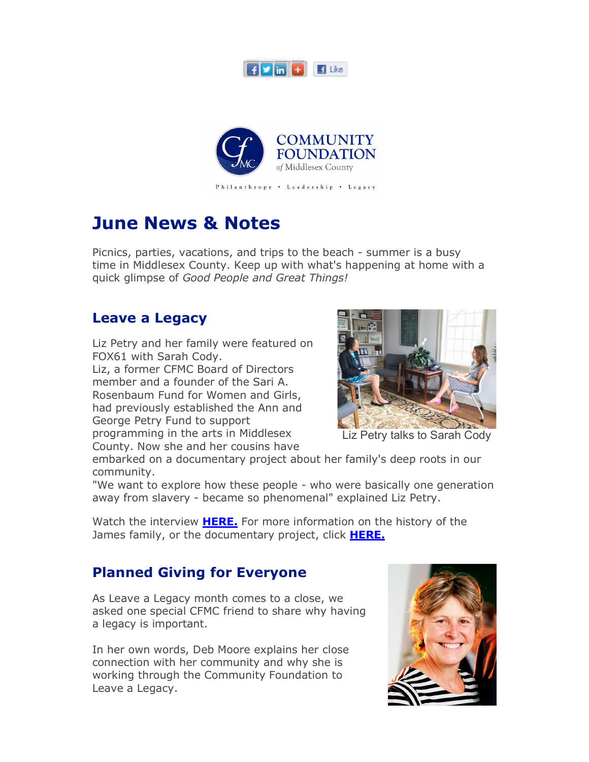COMMUNITY FOUNDATION of Middlesex County

Philanthropy • Leadership • Legacy

# June News & Notes

Picnics, parties, vacations, and trips to the beach - summer is a busy time in Middlesex County. Keep up with what's happening at home with a quick glimpse of *Good People and Great Things!*

## Leave a Legacy

Liz Petry and her family were featured on FOX61 with Sarah Cody.
Liz, a former CFMC Board of Directors member and a founder of the Sari A. Rosenbaum Fund for Women and Girls, had previously established the Ann and George Petry Fund to support programming in the arts in Middlesex County. Now she and her cousins have embarked on a documentary project about her family's deep roots in our community.
"We want to explore how these people - who were basically one generation away from slavery - became so phenomenal" explained Liz Petry.

Liz Petry talks to Sarah Cody

Watch the interview **HERE.** For more information on the history of the James family, or the documentary project, click **HERE.**

## Planned Giving for Everyone

As Leave a Legacy month comes to a close, we asked one special CFMC friend to share why having a legacy is important.

In her own words, Deb Moore explains her close connection with her community and why she is working through the Community Foundation to Leave a Legacy.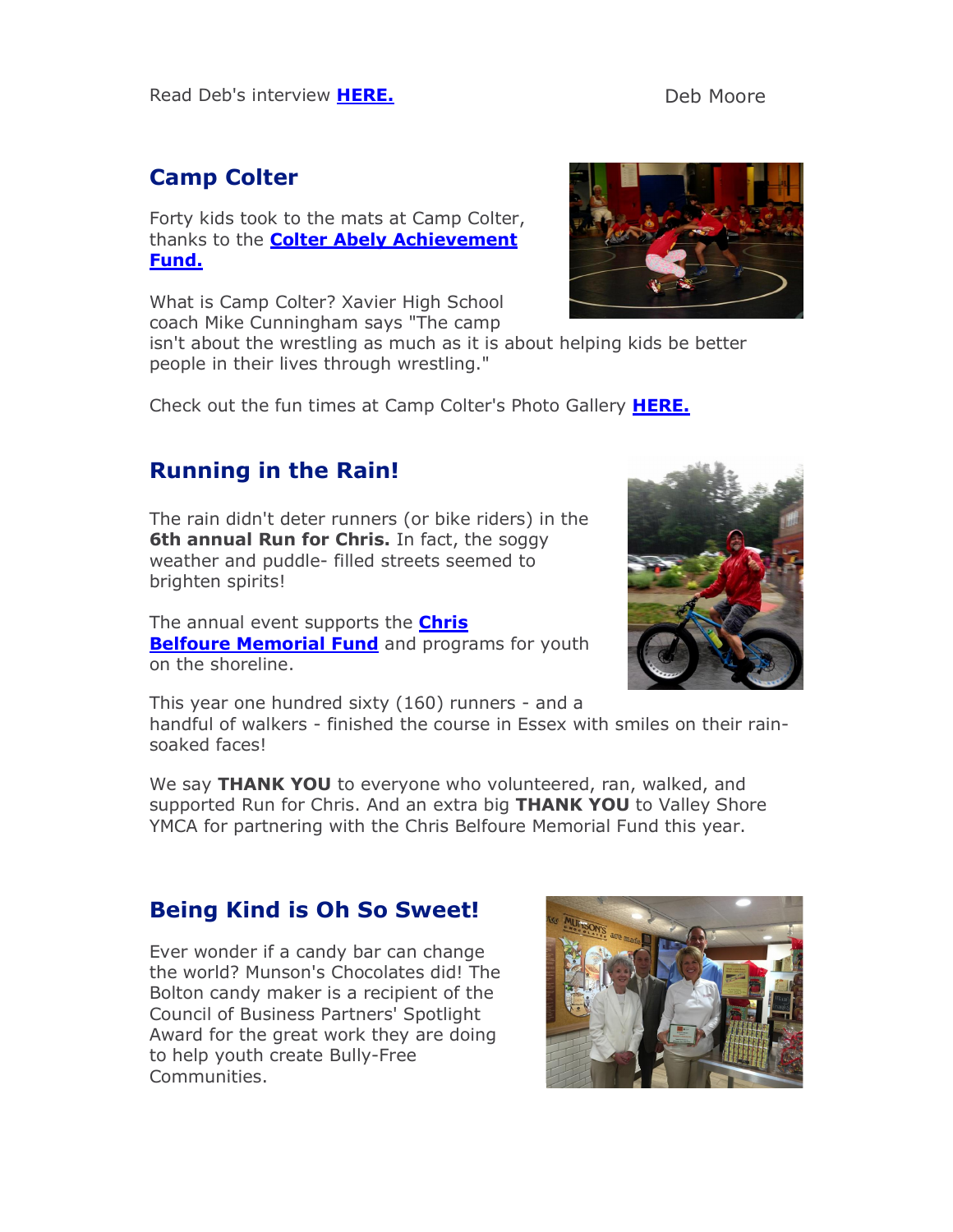Read Deb's interview **HERE.**

Deb Moore

## Camp Colter

Forty kids took to the mats at Camp Colter, thanks to the **Colter Abely Achievement Fund.**

What is Camp Colter? Xavier High School coach Mike Cunningham says "The camp isn't about the wrestling as much as it is about helping kids be better people in their lives through wrestling."

Check out the fun times at Camp Colter's Photo Gallery **HERE.**

## Running in the Rain!

The rain didn't deter runners (or bike riders) in the **6th annual Run for Chris.** In fact, the soggy weather and puddle- filled streets seemed to brighten spirits!

The annual event supports the **Chris Belfoure Memorial Fund** and programs for youth on the shoreline.

This year one hundred sixty (160) runners - and a handful of walkers - finished the course in Essex with smiles on their rain-soaked faces!

We say **THANK YOU** to everyone who volunteered, ran, walked, and supported Run for Chris. And an extra big **THANK YOU** to Valley Shore YMCA for partnering with the Chris Belfoure Memorial Fund this year.

## Being Kind is Oh So Sweet!

Ever wonder if a candy bar can change the world? Munson's Chocolates did! The Bolton candy maker is a recipient of the Council of Business Partners' Spotlight Award for the great work they are doing to help youth create Bully-Free Communities.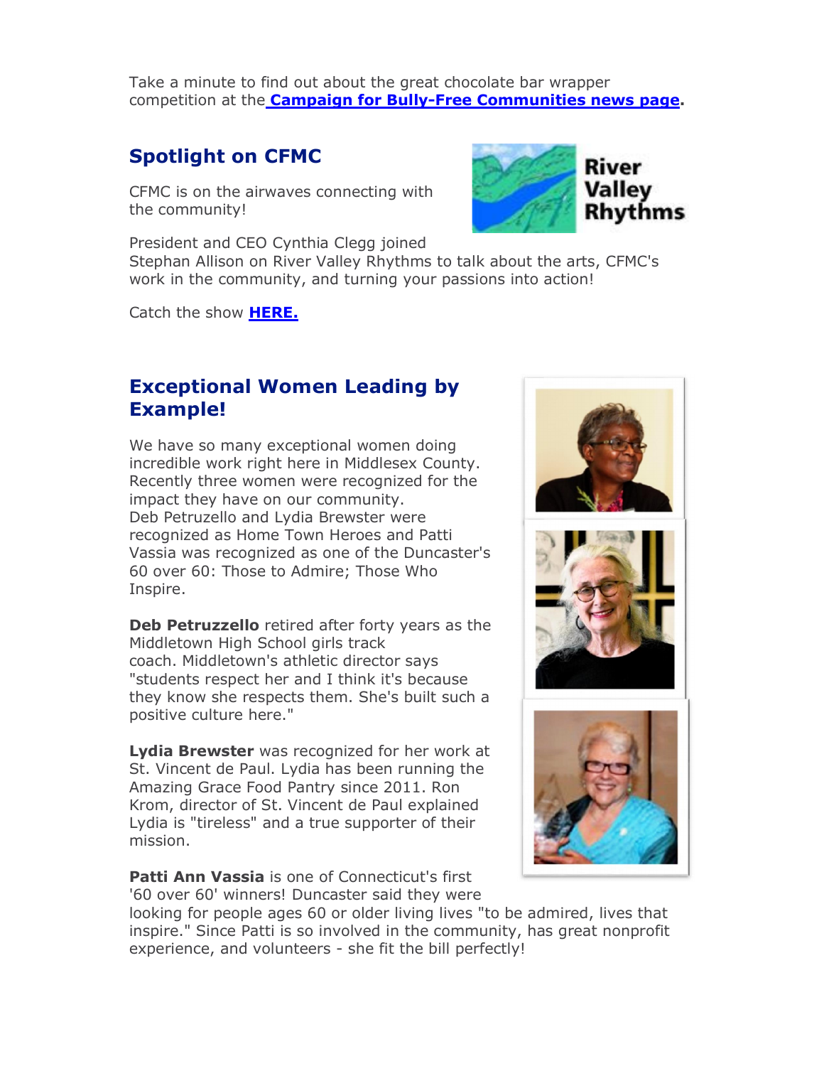Take a minute to find out about the great chocolate bar wrapper competition at the **Campaign for Bully-Free Communities news page**.

## Spotlight on CFMC

CFMC is on the airwaves connecting with the community!

President and CEO Cynthia Clegg joined Stephan Allison on River Valley Rhythms to talk about the arts, CFMC's work in the community, and turning your passions into action!

Catch the show **HERE.**

## Exceptional Women Leading by Example!

We have so many exceptional women doing incredible work right here in Middlesex County. Recently three women were recognized for the impact they have on our community. Deb Petruzello and Lydia Brewster were recognized as Home Town Heroes and Patti Vassia was recognized as one of the Duncaster's 60 over 60: Those to Admire; Those Who Inspire.

**Deb Petruzzello** retired after forty years as the Middletown High School girls track coach. Middletown's athletic director says "students respect her and I think it's because they know she respects them. She's built such a positive culture here."

**Lydia Brewster** was recognized for her work at St. Vincent de Paul. Lydia has been running the Amazing Grace Food Pantry since 2011. Ron Krom, director of St. Vincent de Paul explained Lydia is "tireless" and a true supporter of their mission.

**Patti Ann Vassia** is one of Connecticut's first '60 over 60' winners! Duncaster said they were looking for people ages 60 or older living lives "to be admired, lives that inspire." Since Patti is so involved in the community, has great nonprofit experience, and volunteers - she fit the bill perfectly!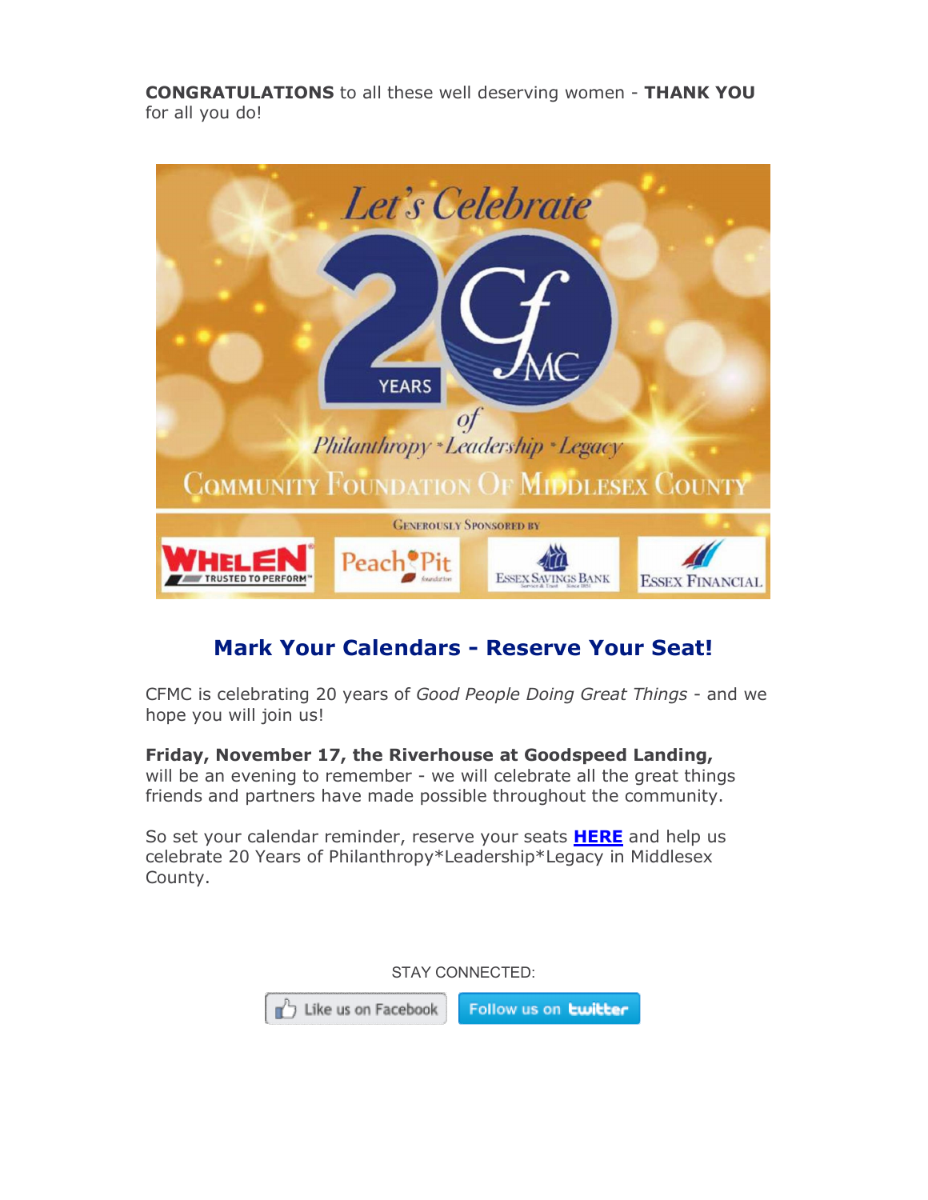**CONGRATULATIONS** to all these well deserving women - **THANK YOU** for all you do!

Let's Celebrate

20 YEARS of Philanthropy * Leadership * Legacy

CFMC

COMMUNITY FOUNDATION OF MIDDLESEX COUNTY

GENEROUSLY SPONSORED BY

WHELEN TRUSTED TO PERFORM

Peach Pit foundation

ESSEX SAVINGS BANK

ESSEX FINANCIAL

## Mark Your Calendars - Reserve Your Seat!

CFMC is celebrating 20 years of *Good People Doing Great Things* - and we hope you will join us!

**Friday, November 17, the Riverhouse at Goodspeed Landing,** will be an evening to remember - we will celebrate all the great things friends and partners have made possible throughout the community.

So set your calendar reminder, reserve your seats **HERE** and help us celebrate 20 Years of Philanthropy*Leadership*Legacy in Middlesex County.

STAY CONNECTED:

Like us on Facebook

Follow us on twitter